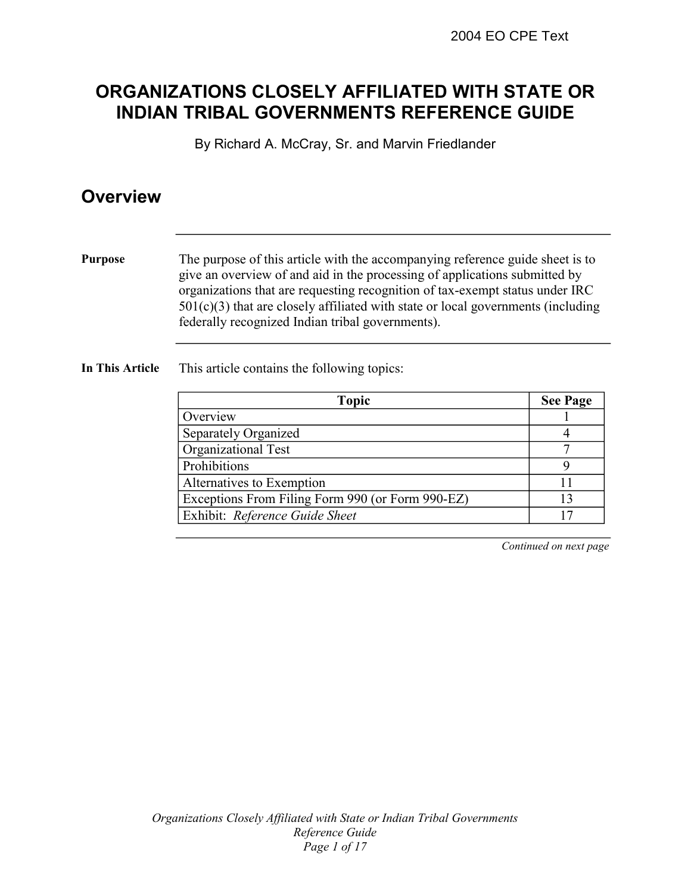# ORGANIZATIONS CLOSELY AFFILIATED WITH STATE OR INDIAN TRIBAL GOVERNMENTS REFERENCE GUIDE

By Richard A. McCray, Sr. and Marvin Friedlander

## Overview

**Purpose**

The purpose of this article with the accompanying reference guide sheet is to give an overview of and aid in the processing of applications submitted by organizations that are requesting recognition of tax-exempt status under IRC 501(c)(3) that are closely affiliated with state or local governments (including federally recognized Indian tribal governments).

**In This Article**

This article contains the following topics:

| Topic | See Page |
|---|---|
| Overview | 1 |
| Separately Organized | 4 |
| Organizational Test | 7 |
| Prohibitions | 9 |
| Alternatives to Exemption | 11 |
| Exceptions From Filing Form 990 (or Form 990-EZ) | 13 |
| Exhibit: *Reference Guide Sheet* | 17 |

*Continued on next page*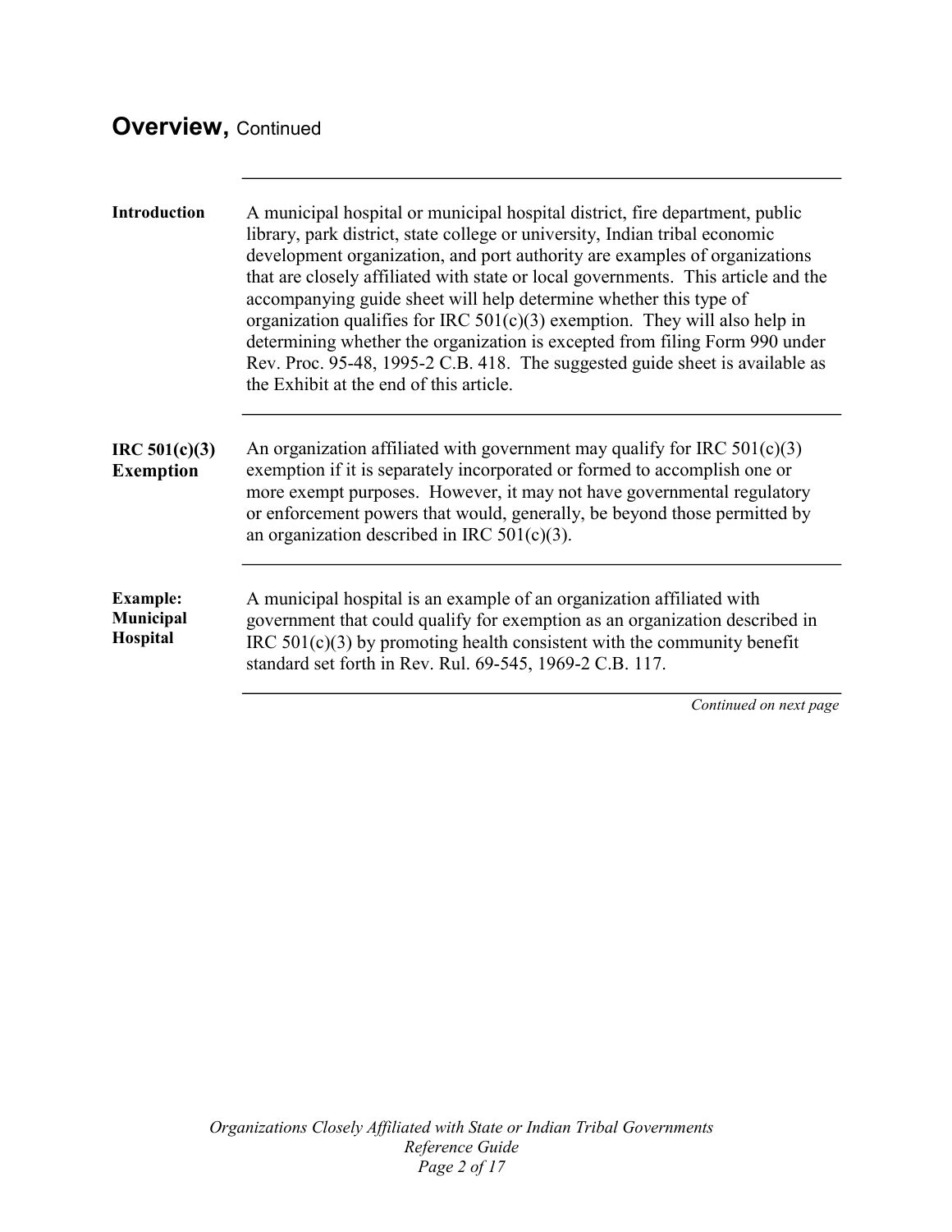## Overview, Continued

**Introduction**

A municipal hospital or municipal hospital district, fire department, public library, park district, state college or university, Indian tribal economic development organization, and port authority are examples of organizations that are closely affiliated with state or local governments. This article and the accompanying guide sheet will help determine whether this type of organization qualifies for IRC 501(c)(3) exemption. They will also help in determining whether the organization is excepted from filing Form 990 under Rev. Proc. 95-48, 1995-2 C.B. 418. The suggested guide sheet is available as the Exhibit at the end of this article.

**IRC 501(c)(3) Exemption**

An organization affiliated with government may qualify for IRC 501(c)(3) exemption if it is separately incorporated or formed to accomplish one or more exempt purposes. However, it may not have governmental regulatory or enforcement powers that would, generally, be beyond those permitted by an organization described in IRC 501(c)(3).

**Example: Municipal Hospital**

A municipal hospital is an example of an organization affiliated with government that could qualify for exemption as an organization described in IRC 501(c)(3) by promoting health consistent with the community benefit standard set forth in Rev. Rul. 69-545, 1969-2 C.B. 117.

*Continued on next page*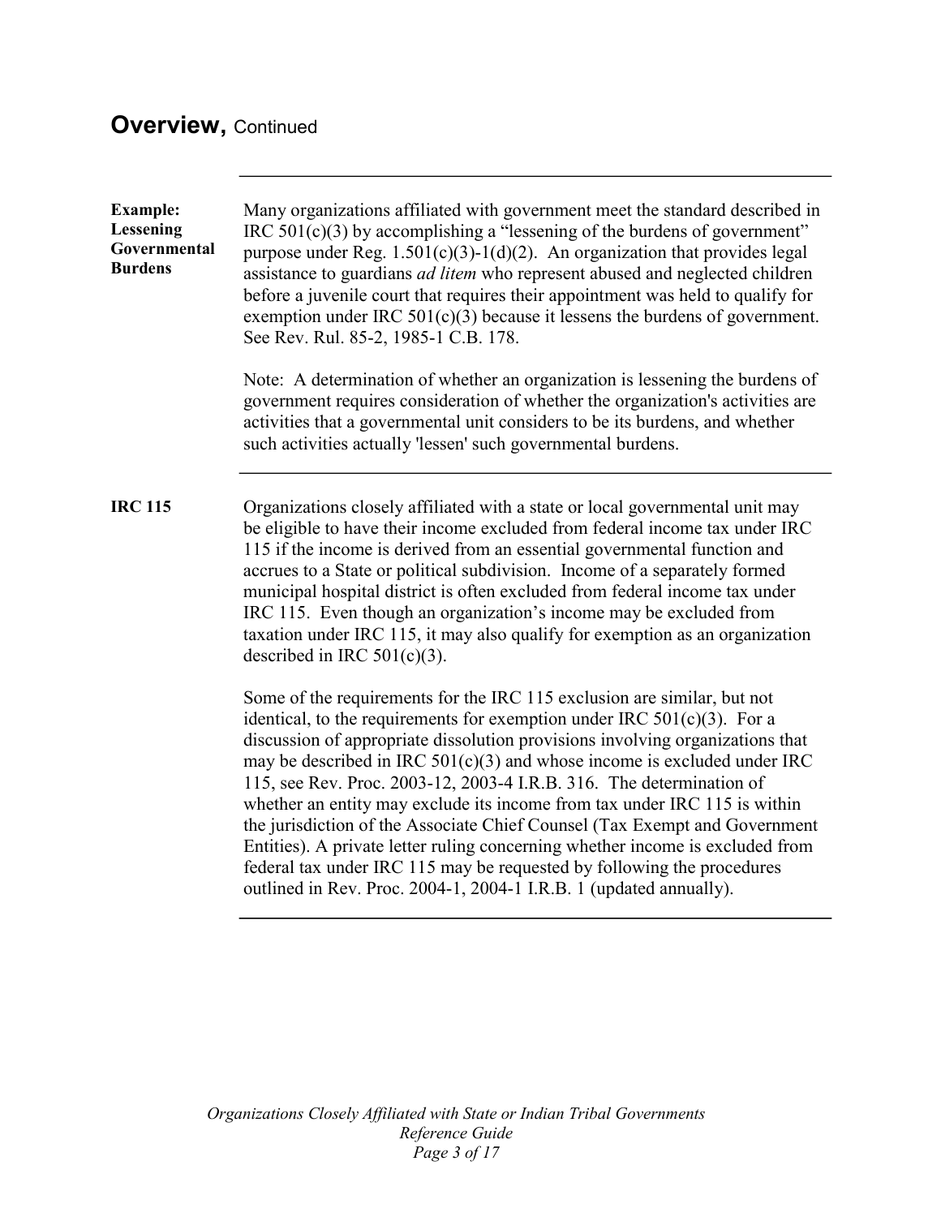## Overview, Continued

**Example: Lessening Governmental Burdens**

Many organizations affiliated with government meet the standard described in IRC 501(c)(3) by accomplishing a "lessening of the burdens of government" purpose under Reg. 1.501(c)(3)-1(d)(2). An organization that provides legal assistance to guardians *ad litem* who represent abused and neglected children before a juvenile court that requires their appointment was held to qualify for exemption under IRC 501(c)(3) because it lessens the burdens of government. See Rev. Rul. 85-2, 1985-1 C.B. 178.

Note: A determination of whether an organization is lessening the burdens of government requires consideration of whether the organization's activities are activities that a governmental unit considers to be its burdens, and whether such activities actually 'lessen' such governmental burdens.

**IRC 115**

Organizations closely affiliated with a state or local governmental unit may be eligible to have their income excluded from federal income tax under IRC 115 if the income is derived from an essential governmental function and accrues to a State or political subdivision. Income of a separately formed municipal hospital district is often excluded from federal income tax under IRC 115. Even though an organization's income may be excluded from taxation under IRC 115, it may also qualify for exemption as an organization described in IRC 501(c)(3).

Some of the requirements for the IRC 115 exclusion are similar, but not identical, to the requirements for exemption under IRC 501(c)(3). For a discussion of appropriate dissolution provisions involving organizations that may be described in IRC 501(c)(3) and whose income is excluded under IRC 115, see Rev. Proc. 2003-12, 2003-4 I.R.B. 316. The determination of whether an entity may exclude its income from tax under IRC 115 is within the jurisdiction of the Associate Chief Counsel (Tax Exempt and Government Entities). A private letter ruling concerning whether income is excluded from federal tax under IRC 115 may be requested by following the procedures outlined in Rev. Proc. 2004-1, 2004-1 I.R.B. 1 (updated annually).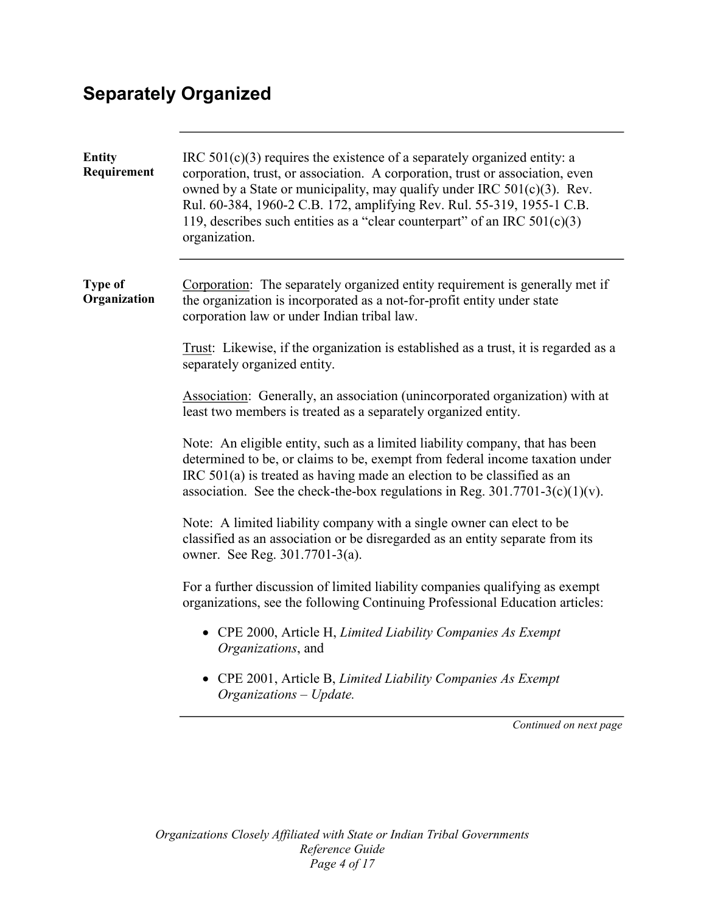## Separately Organized

**Entity Requirement**

IRC 501(c)(3) requires the existence of a separately organized entity: a corporation, trust, or association. A corporation, trust or association, even owned by a State or municipality, may qualify under IRC 501(c)(3). Rev. Rul. 60-384, 1960-2 C.B. 172, amplifying Rev. Rul. 55-319, 1955-1 C.B. 119, describes such entities as a "clear counterpart" of an IRC 501(c)(3) organization.

**Type of Organization**

Corporation: The separately organized entity requirement is generally met if the organization is incorporated as a not-for-profit entity under state corporation law or under Indian tribal law.

Trust: Likewise, if the organization is established as a trust, it is regarded as a separately organized entity.

Association: Generally, an association (unincorporated organization) with at least two members is treated as a separately organized entity.

Note: An eligible entity, such as a limited liability company, that has been determined to be, or claims to be, exempt from federal income taxation under IRC 501(a) is treated as having made an election to be classified as an association. See the check-the-box regulations in Reg. 301.7701-3(c)(1)(v).

Note: A limited liability company with a single owner can elect to be classified as an association or be disregarded as an entity separate from its owner. See Reg. 301.7701-3(a).

For a further discussion of limited liability companies qualifying as exempt organizations, see the following Continuing Professional Education articles:

- CPE 2000, Article H, *Limited Liability Companies As Exempt Organizations*, and
- CPE 2001, Article B, *Limited Liability Companies As Exempt Organizations – Update.*

*Continued on next page*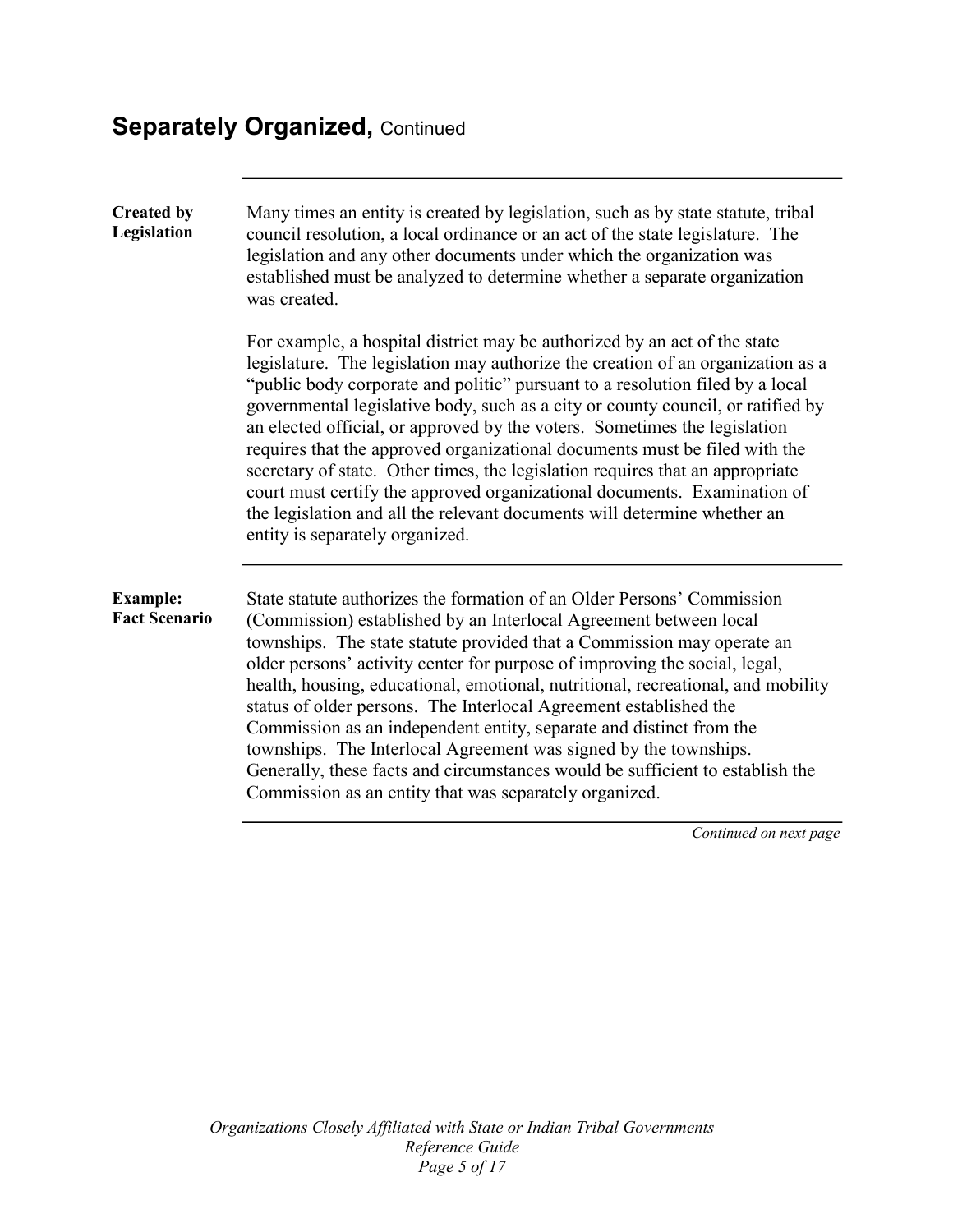## Separately Organized, Continued

**Created by Legislation**

Many times an entity is created by legislation, such as by state statute, tribal council resolution, a local ordinance or an act of the state legislature. The legislation and any other documents under which the organization was established must be analyzed to determine whether a separate organization was created.

For example, a hospital district may be authorized by an act of the state legislature. The legislation may authorize the creation of an organization as a "public body corporate and politic" pursuant to a resolution filed by a local governmental legislative body, such as a city or county council, or ratified by an elected official, or approved by the voters. Sometimes the legislation requires that the approved organizational documents must be filed with the secretary of state. Other times, the legislation requires that an appropriate court must certify the approved organizational documents. Examination of the legislation and all the relevant documents will determine whether an entity is separately organized.

**Example: Fact Scenario**

State statute authorizes the formation of an Older Persons' Commission (Commission) established by an Interlocal Agreement between local townships. The state statute provided that a Commission may operate an older persons' activity center for purpose of improving the social, legal, health, housing, educational, emotional, nutritional, recreational, and mobility status of older persons. The Interlocal Agreement established the Commission as an independent entity, separate and distinct from the townships. The Interlocal Agreement was signed by the townships. Generally, these facts and circumstances would be sufficient to establish the Commission as an entity that was separately organized.

*Continued on next page*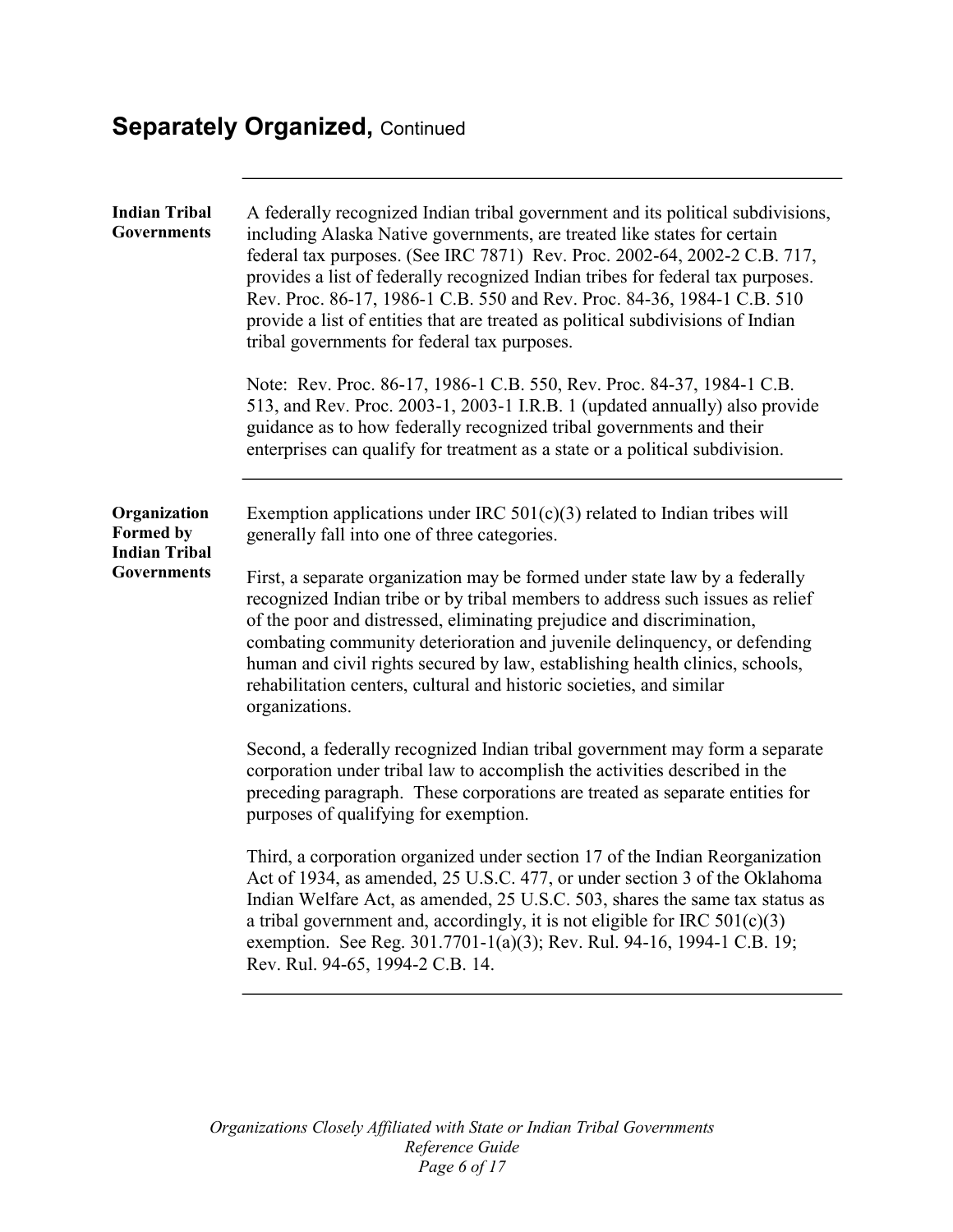## Separately Organized, Continued

**Indian Tribal Governments**

A federally recognized Indian tribal government and its political subdivisions, including Alaska Native governments, are treated like states for certain federal tax purposes. (See IRC 7871) Rev. Proc. 2002-64, 2002-2 C.B. 717, provides a list of federally recognized Indian tribes for federal tax purposes. Rev. Proc. 86-17, 1986-1 C.B. 550 and Rev. Proc. 84-36, 1984-1 C.B. 510 provide a list of entities that are treated as political subdivisions of Indian tribal governments for federal tax purposes.

Note: Rev. Proc. 86-17, 1986-1 C.B. 550, Rev. Proc. 84-37, 1984-1 C.B. 513, and Rev. Proc. 2003-1, 2003-1 I.R.B. 1 (updated annually) also provide guidance as to how federally recognized tribal governments and their enterprises can qualify for treatment as a state or a political subdivision.

**Organization Formed by Indian Tribal Governments**

Exemption applications under IRC 501(c)(3) related to Indian tribes will generally fall into one of three categories.

First, a separate organization may be formed under state law by a federally recognized Indian tribe or by tribal members to address such issues as relief of the poor and distressed, eliminating prejudice and discrimination, combating community deterioration and juvenile delinquency, or defending human and civil rights secured by law, establishing health clinics, schools, rehabilitation centers, cultural and historic societies, and similar organizations.

Second, a federally recognized Indian tribal government may form a separate corporation under tribal law to accomplish the activities described in the preceding paragraph. These corporations are treated as separate entities for purposes of qualifying for exemption.

Third, a corporation organized under section 17 of the Indian Reorganization Act of 1934, as amended, 25 U.S.C. 477, or under section 3 of the Oklahoma Indian Welfare Act, as amended, 25 U.S.C. 503, shares the same tax status as a tribal government and, accordingly, it is not eligible for IRC 501(c)(3) exemption. See Reg. 301.7701-1(a)(3); Rev. Rul. 94-16, 1994-1 C.B. 19; Rev. Rul. 94-65, 1994-2 C.B. 14.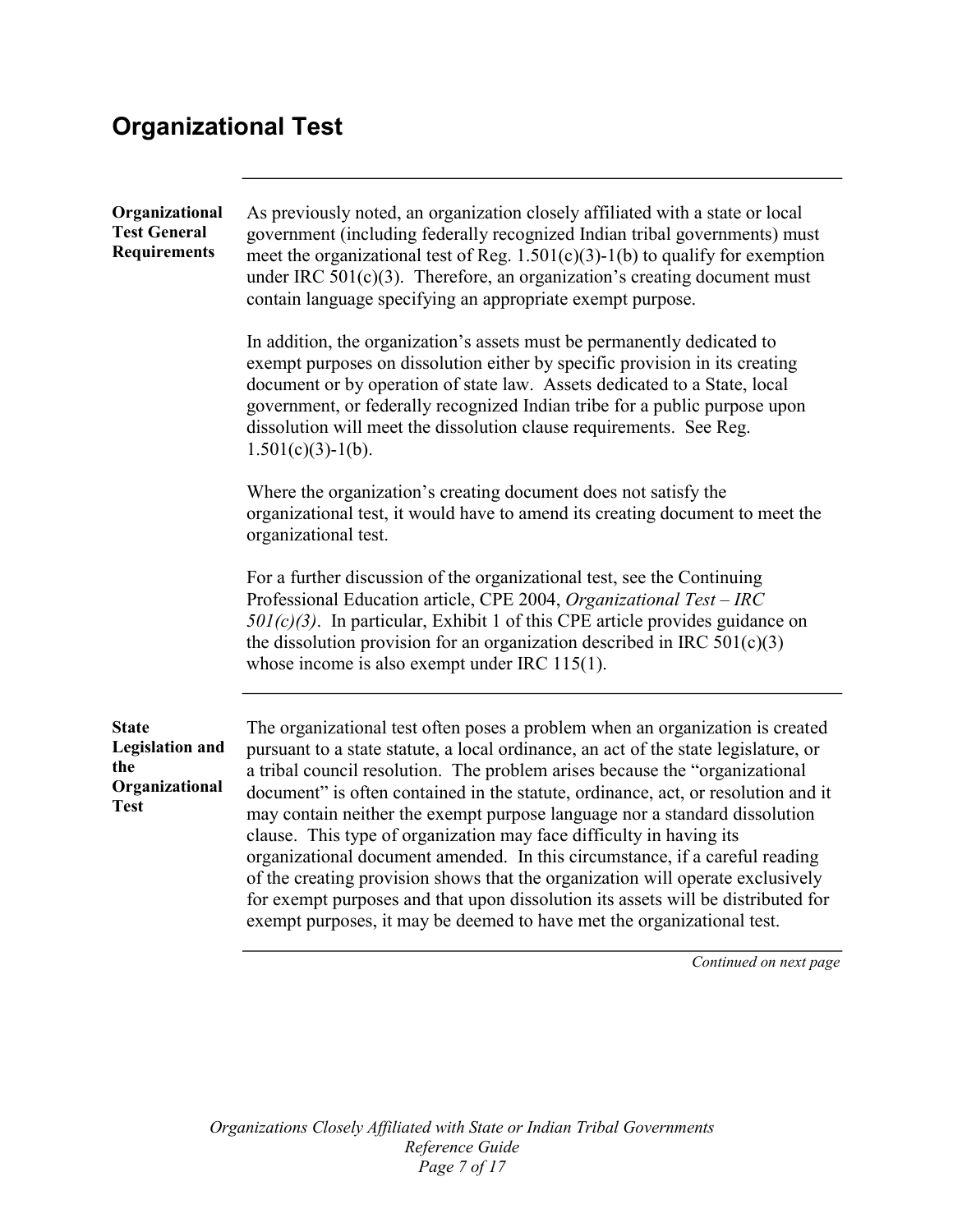## Organizational Test

**Organizational Test General Requirements**

As previously noted, an organization closely affiliated with a state or local government (including federally recognized Indian tribal governments) must meet the organizational test of Reg. 1.501(c)(3)-1(b) to qualify for exemption under IRC 501(c)(3). Therefore, an organization's creating document must contain language specifying an appropriate exempt purpose.

In addition, the organization's assets must be permanently dedicated to exempt purposes on dissolution either by specific provision in its creating document or by operation of state law. Assets dedicated to a State, local government, or federally recognized Indian tribe for a public purpose upon dissolution will meet the dissolution clause requirements. See Reg. 1.501(c)(3)-1(b).

Where the organization's creating document does not satisfy the organizational test, it would have to amend its creating document to meet the organizational test.

For a further discussion of the organizational test, see the Continuing Professional Education article, CPE 2004, *Organizational Test – IRC 501(c)(3)*. In particular, Exhibit 1 of this CPE article provides guidance on the dissolution provision for an organization described in IRC 501(c)(3) whose income is also exempt under IRC 115(1).

**State Legislation and the Organizational Test**

The organizational test often poses a problem when an organization is created pursuant to a state statute, a local ordinance, an act of the state legislature, or a tribal council resolution. The problem arises because the "organizational document" is often contained in the statute, ordinance, act, or resolution and it may contain neither the exempt purpose language nor a standard dissolution clause. This type of organization may face difficulty in having its organizational document amended. In this circumstance, if a careful reading of the creating provision shows that the organization will operate exclusively for exempt purposes and that upon dissolution its assets will be distributed for exempt purposes, it may be deemed to have met the organizational test.

*Continued on next page*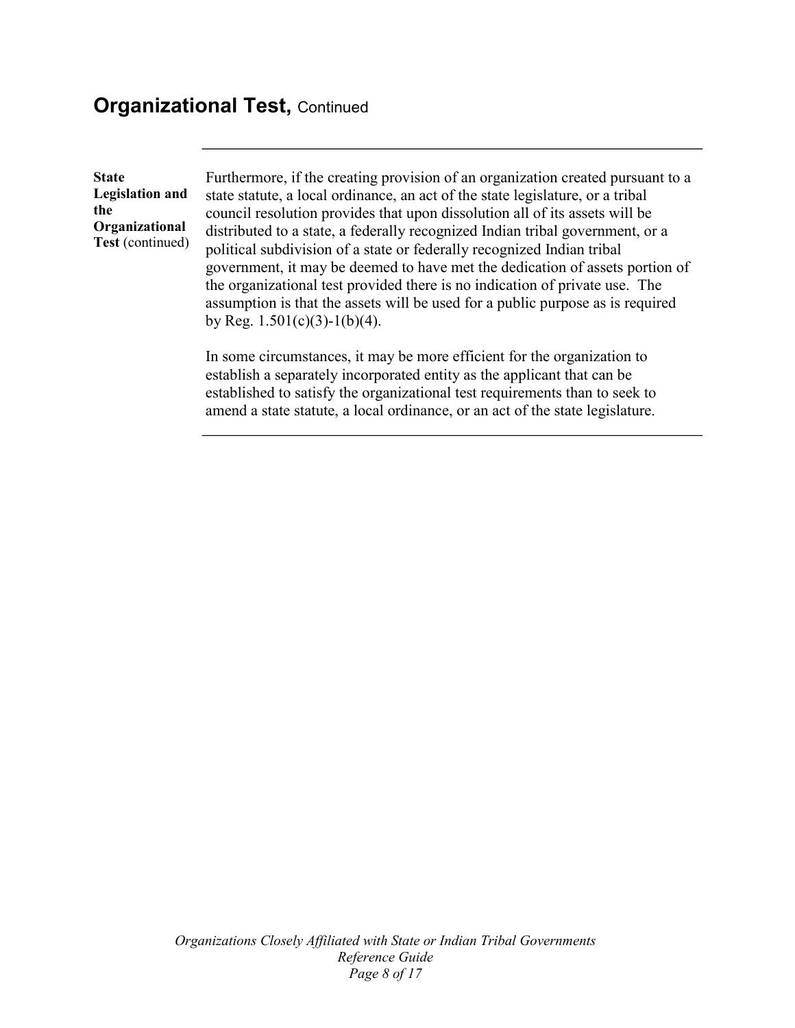## Organizational Test, Continued

**State Legislation and the Organizational Test** (continued)

Furthermore, if the creating provision of an organization created pursuant to a state statute, a local ordinance, an act of the state legislature, or a tribal council resolution provides that upon dissolution all of its assets will be distributed to a state, a federally recognized Indian tribal government, or a political subdivision of a state or federally recognized Indian tribal government, it may be deemed to have met the dedication of assets portion of the organizational test provided there is no indication of private use. The assumption is that the assets will be used for a public purpose as is required by Reg. 1.501(c)(3)-1(b)(4).

In some circumstances, it may be more efficient for the organization to establish a separately incorporated entity as the applicant that can be established to satisfy the organizational test requirements than to seek to amend a state statute, a local ordinance, or an act of the state legislature.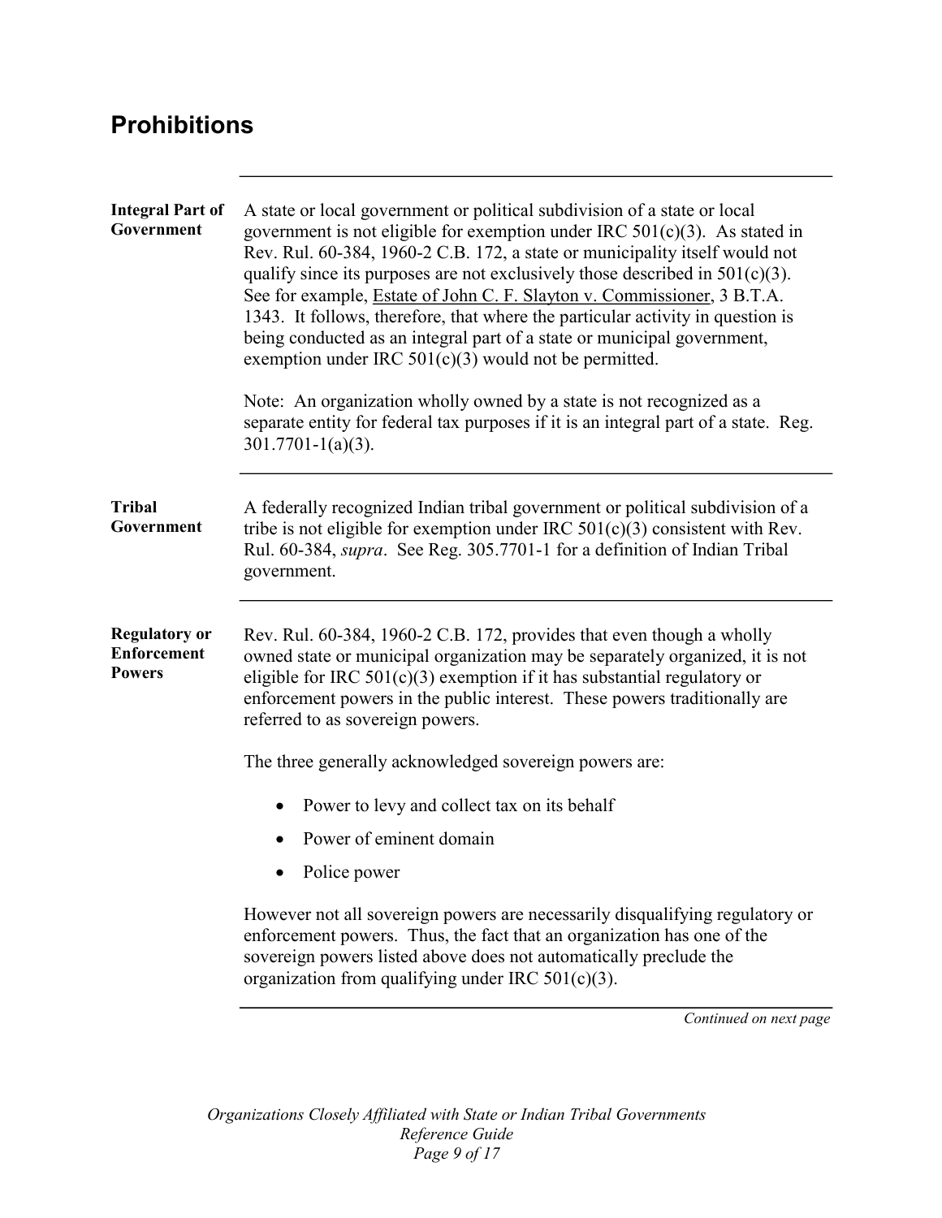## Prohibitions

**Integral Part of Government**

A state or local government or political subdivision of a state or local government is not eligible for exemption under IRC 501(c)(3). As stated in Rev. Rul. 60-384, 1960-2 C.B. 172, a state or municipality itself would not qualify since its purposes are not exclusively those described in 501(c)(3). See for example, Estate of John C. F. Slayton v. Commissioner, 3 B.T.A. 1343. It follows, therefore, that where the particular activity in question is being conducted as an integral part of a state or municipal government, exemption under IRC 501(c)(3) would not be permitted.

Note: An organization wholly owned by a state is not recognized as a separate entity for federal tax purposes if it is an integral part of a state. Reg. 301.7701-1(a)(3).

**Tribal Government**

A federally recognized Indian tribal government or political subdivision of a tribe is not eligible for exemption under IRC 501(c)(3) consistent with Rev. Rul. 60-384, *supra*. See Reg. 305.7701-1 for a definition of Indian Tribal government.

**Regulatory or Enforcement Powers**

Rev. Rul. 60-384, 1960-2 C.B. 172, provides that even though a wholly owned state or municipal organization may be separately organized, it is not eligible for IRC 501(c)(3) exemption if it has substantial regulatory or enforcement powers in the public interest. These powers traditionally are referred to as sovereign powers.

The three generally acknowledged sovereign powers are:

- Power to levy and collect tax on its behalf
- Power of eminent domain
- Police power

However not all sovereign powers are necessarily disqualifying regulatory or enforcement powers. Thus, the fact that an organization has one of the sovereign powers listed above does not automatically preclude the organization from qualifying under IRC 501(c)(3).

*Continued on next page*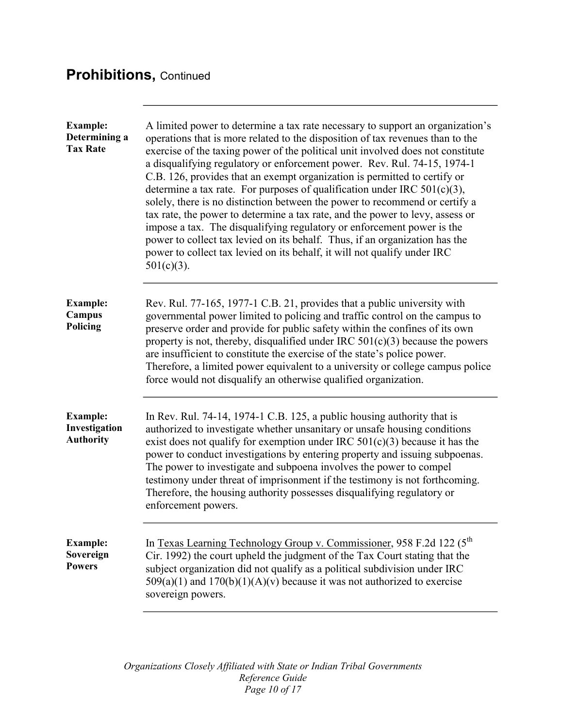## Prohibitions, Continued

**Example: Determining a Tax Rate**

A limited power to determine a tax rate necessary to support an organization's operations that is more related to the disposition of tax revenues than to the exercise of the taxing power of the political unit involved does not constitute a disqualifying regulatory or enforcement power. Rev. Rul. 74-15, 1974-1 C.B. 126, provides that an exempt organization is permitted to certify or determine a tax rate. For purposes of qualification under IRC 501(c)(3), solely, there is no distinction between the power to recommend or certify a tax rate, the power to determine a tax rate, and the power to levy, assess or impose a tax. The disqualifying regulatory or enforcement power is the power to collect tax levied on its behalf. Thus, if an organization has the power to collect tax levied on its behalf, it will not qualify under IRC 501(c)(3).

**Example: Campus Policing**

Rev. Rul. 77-165, 1977-1 C.B. 21, provides that a public university with governmental power limited to policing and traffic control on the campus to preserve order and provide for public safety within the confines of its own property is not, thereby, disqualified under IRC 501(c)(3) because the powers are insufficient to constitute the exercise of the state's police power. Therefore, a limited power equivalent to a university or college campus police force would not disqualify an otherwise qualified organization.

**Example: Investigation Authority**

In Rev. Rul. 74-14, 1974-1 C.B. 125, a public housing authority that is authorized to investigate whether unsanitary or unsafe housing conditions exist does not qualify for exemption under IRC 501(c)(3) because it has the power to conduct investigations by entering property and issuing subpoenas. The power to investigate and subpoena involves the power to compel testimony under threat of imprisonment if the testimony is not forthcoming. Therefore, the housing authority possesses disqualifying regulatory or enforcement powers.

**Example: Sovereign Powers**

In Texas Learning Technology Group v. Commissioner, 958 F.2d 122 (5th Cir. 1992) the court upheld the judgment of the Tax Court stating that the subject organization did not qualify as a political subdivision under IRC 509(a)(1) and 170(b)(1)(A)(v) because it was not authorized to exercise sovereign powers.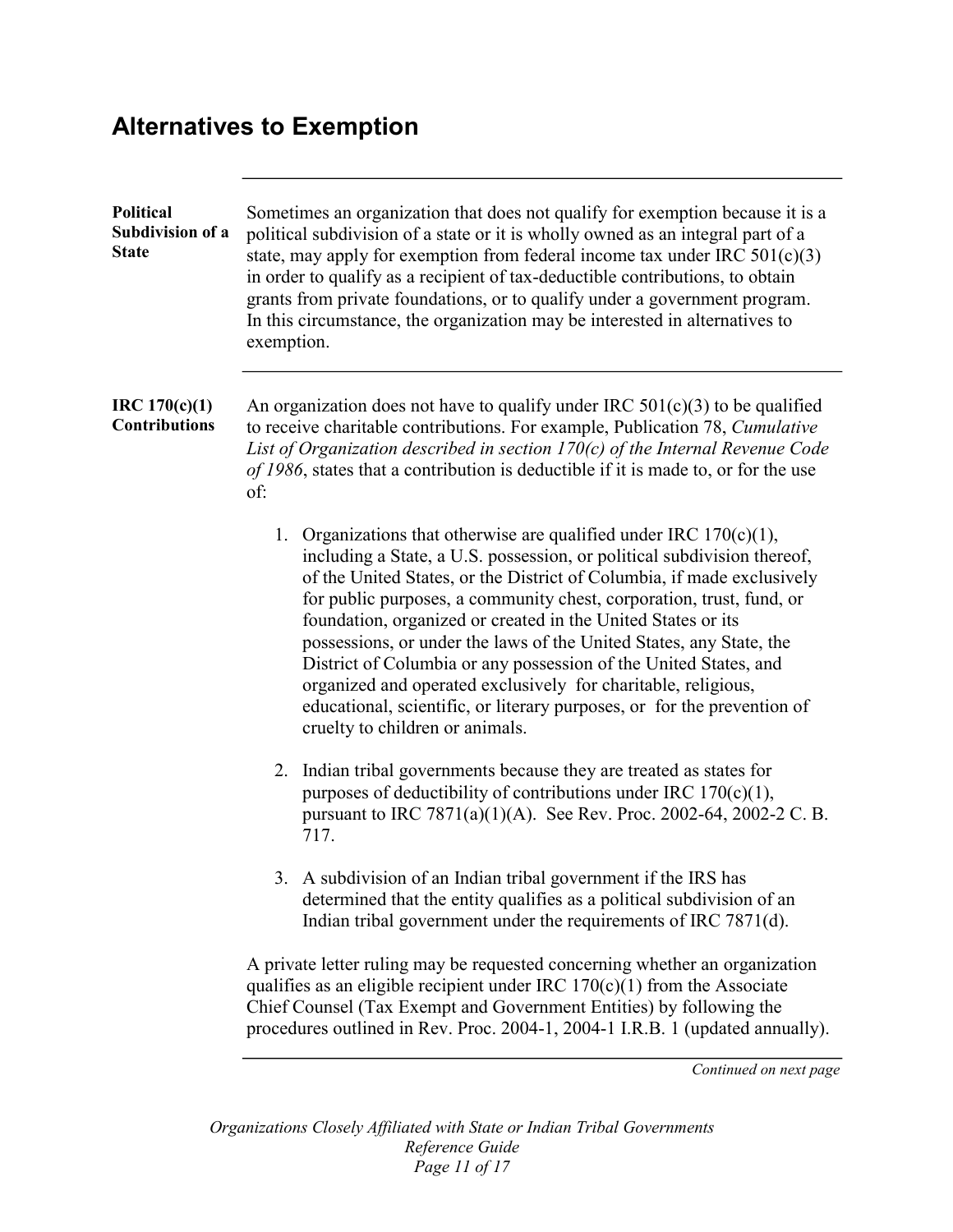# Alternatives to Exemption

**Political Subdivision of a State**

Sometimes an organization that does not qualify for exemption because it is a political subdivision of a state or it is wholly owned as an integral part of a state, may apply for exemption from federal income tax under IRC 501(c)(3) in order to qualify as a recipient of tax-deductible contributions, to obtain grants from private foundations, or to qualify under a government program. In this circumstance, the organization may be interested in alternatives to exemption.

**IRC 170(c)(1) Contributions**

An organization does not have to qualify under IRC 501(c)(3) to be qualified to receive charitable contributions. For example, Publication 78, *Cumulative List of Organization described in section 170(c) of the Internal Revenue Code of 1986*, states that a contribution is deductible if it is made to, or for the use of:

1. Organizations that otherwise are qualified under IRC 170(c)(1), including a State, a U.S. possession, or political subdivision thereof, of the United States, or the District of Columbia, if made exclusively for public purposes, a community chest, corporation, trust, fund, or foundation, organized or created in the United States or its possessions, or under the laws of the United States, any State, the District of Columbia or any possession of the United States, and organized and operated exclusively for charitable, religious, educational, scientific, or literary purposes, or for the prevention of cruelty to children or animals.

2. Indian tribal governments because they are treated as states for purposes of deductibility of contributions under IRC 170(c)(1), pursuant to IRC 7871(a)(1)(A). See Rev. Proc. 2002-64, 2002-2 C. B. 717.

3. A subdivision of an Indian tribal government if the IRS has determined that the entity qualifies as a political subdivision of an Indian tribal government under the requirements of IRC 7871(d).

A private letter ruling may be requested concerning whether an organization qualifies as an eligible recipient under IRC 170(c)(1) from the Associate Chief Counsel (Tax Exempt and Government Entities) by following the procedures outlined in Rev. Proc. 2004-1, 2004-1 I.R.B. 1 (updated annually).

*Continued on next page*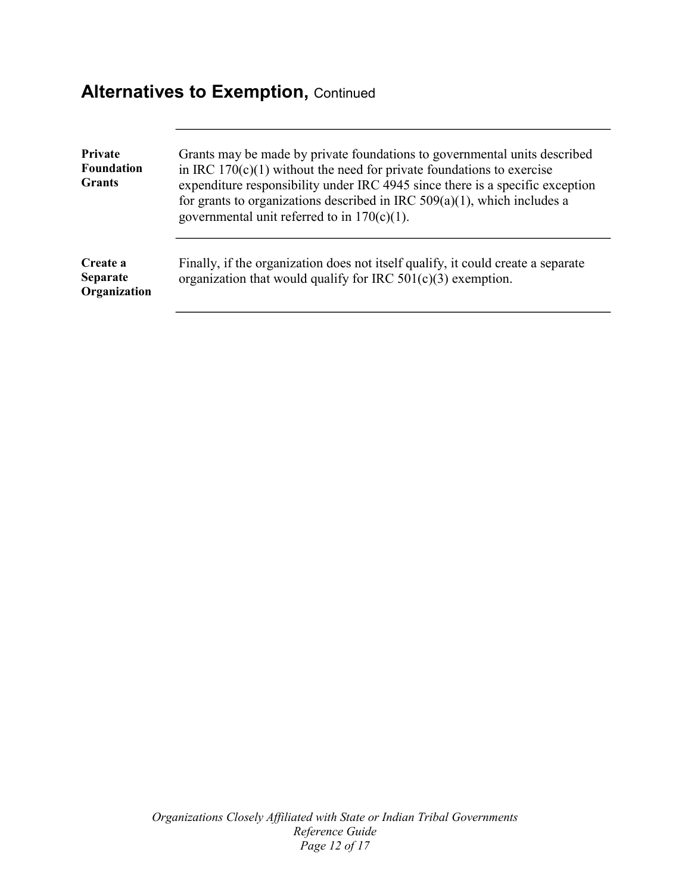## Alternatives to Exemption, Continued

**Private Foundation Grants**

Grants may be made by private foundations to governmental units described in IRC 170(c)(1) without the need for private foundations to exercise expenditure responsibility under IRC 4945 since there is a specific exception for grants to organizations described in IRC 509(a)(1), which includes a governmental unit referred to in 170(c)(1).

**Create a Separate Organization**

Finally, if the organization does not itself qualify, it could create a separate organization that would qualify for IRC 501(c)(3) exemption.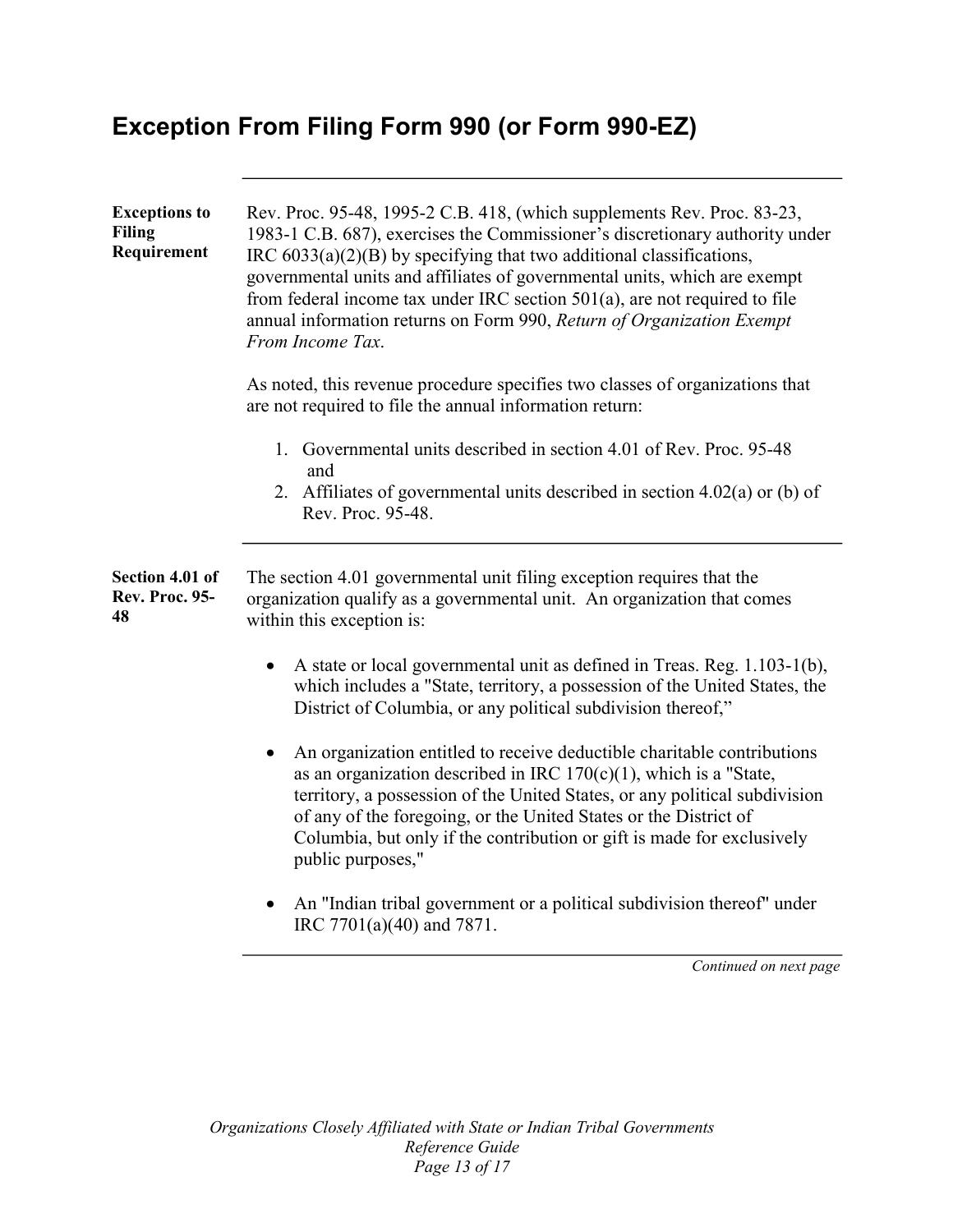# Exception From Filing Form 990 (or Form 990-EZ)

**Exceptions to Filing Requirement**

Rev. Proc. 95-48, 1995-2 C.B. 418, (which supplements Rev. Proc. 83-23, 1983-1 C.B. 687), exercises the Commissioner's discretionary authority under IRC 6033(a)(2)(B) by specifying that two additional classifications, governmental units and affiliates of governmental units, which are exempt from federal income tax under IRC section 501(a), are not required to file annual information returns on Form 990, *Return of Organization Exempt From Income Tax*.

As noted, this revenue procedure specifies two classes of organizations that are not required to file the annual information return:

1. Governmental units described in section 4.01 of Rev. Proc. 95-48 and
2. Affiliates of governmental units described in section 4.02(a) or (b) of Rev. Proc. 95-48.

**Section 4.01 of Rev. Proc. 95-48**

The section 4.01 governmental unit filing exception requires that the organization qualify as a governmental unit. An organization that comes within this exception is:

- A state or local governmental unit as defined in Treas. Reg. 1.103-1(b), which includes a "State, territory, a possession of the United States, the District of Columbia, or any political subdivision thereof,"
- An organization entitled to receive deductible charitable contributions as an organization described in IRC 170(c)(1), which is a "State, territory, a possession of the United States, or any political subdivision of any of the foregoing, or the United States or the District of Columbia, but only if the contribution or gift is made for exclusively public purposes,"
- An "Indian tribal government or a political subdivision thereof" under IRC 7701(a)(40) and 7871.

*Continued on next page*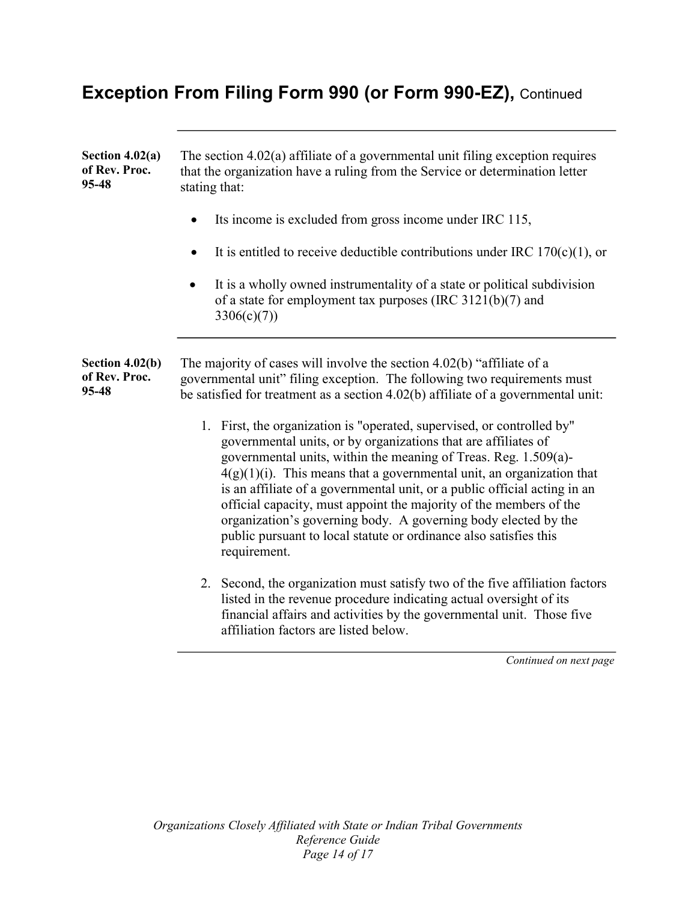## Exception From Filing Form 990 (or Form 990-EZ), Continued

**Section 4.02(a) of Rev. Proc. 95-48**

The section 4.02(a) affiliate of a governmental unit filing exception requires that the organization have a ruling from the Service or determination letter stating that:

- Its income is excluded from gross income under IRC 115,
- It is entitled to receive deductible contributions under IRC 170(c)(1), or
- It is a wholly owned instrumentality of a state or political subdivision of a state for employment tax purposes (IRC 3121(b)(7) and 3306(c)(7))

**Section 4.02(b) of Rev. Proc. 95-48**

The majority of cases will involve the section 4.02(b) "affiliate of a governmental unit" filing exception. The following two requirements must be satisfied for treatment as a section 4.02(b) affiliate of a governmental unit:

1. First, the organization is "operated, supervised, or controlled by" governmental units, or by organizations that are affiliates of governmental units, within the meaning of Treas. Reg. 1.509(a)-4(g)(1)(i). This means that a governmental unit, an organization that is an affiliate of a governmental unit, or a public official acting in an official capacity, must appoint the majority of the members of the organization's governing body. A governing body elected by the public pursuant to local statute or ordinance also satisfies this requirement.
2. Second, the organization must satisfy two of the five affiliation factors listed in the revenue procedure indicating actual oversight of its financial affairs and activities by the governmental unit. Those five affiliation factors are listed below.

*Continued on next page*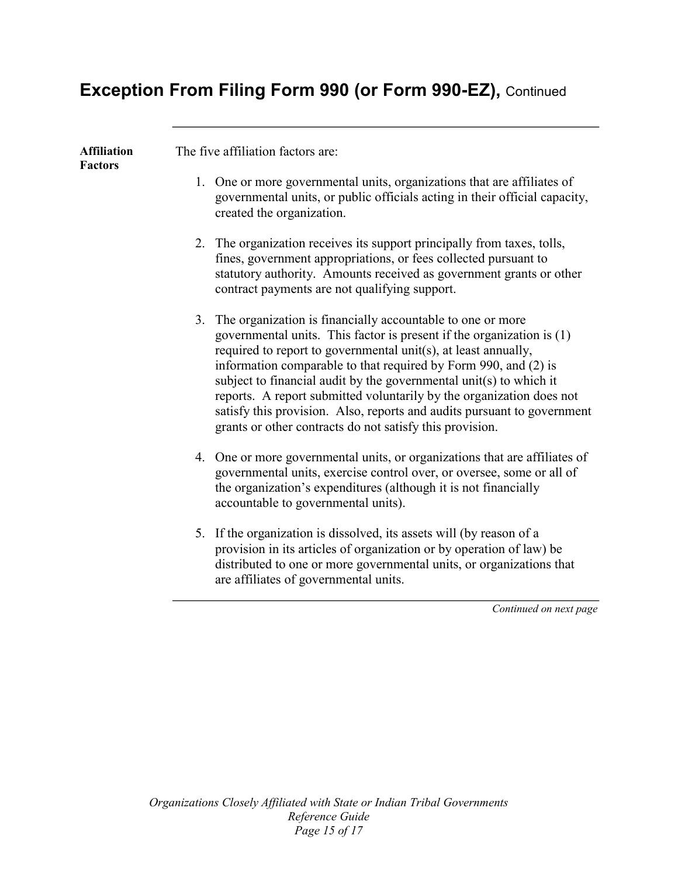## Exception From Filing Form 990 (or Form 990-EZ), Continued

**Affiliation Factors**

The five affiliation factors are:

1. One or more governmental units, organizations that are affiliates of governmental units, or public officials acting in their official capacity, created the organization.

2. The organization receives its support principally from taxes, tolls, fines, government appropriations, or fees collected pursuant to statutory authority. Amounts received as government grants or other contract payments are not qualifying support.

3. The organization is financially accountable to one or more governmental units. This factor is present if the organization is (1) required to report to governmental unit(s), at least annually, information comparable to that required by Form 990, and (2) is subject to financial audit by the governmental unit(s) to which it reports. A report submitted voluntarily by the organization does not satisfy this provision. Also, reports and audits pursuant to government grants or other contracts do not satisfy this provision.

4. One or more governmental units, or organizations that are affiliates of governmental units, exercise control over, or oversee, some or all of the organization's expenditures (although it is not financially accountable to governmental units).

5. If the organization is dissolved, its assets will (by reason of a provision in its articles of organization or by operation of law) be distributed to one or more governmental units, or organizations that are affiliates of governmental units.

*Continued on next page*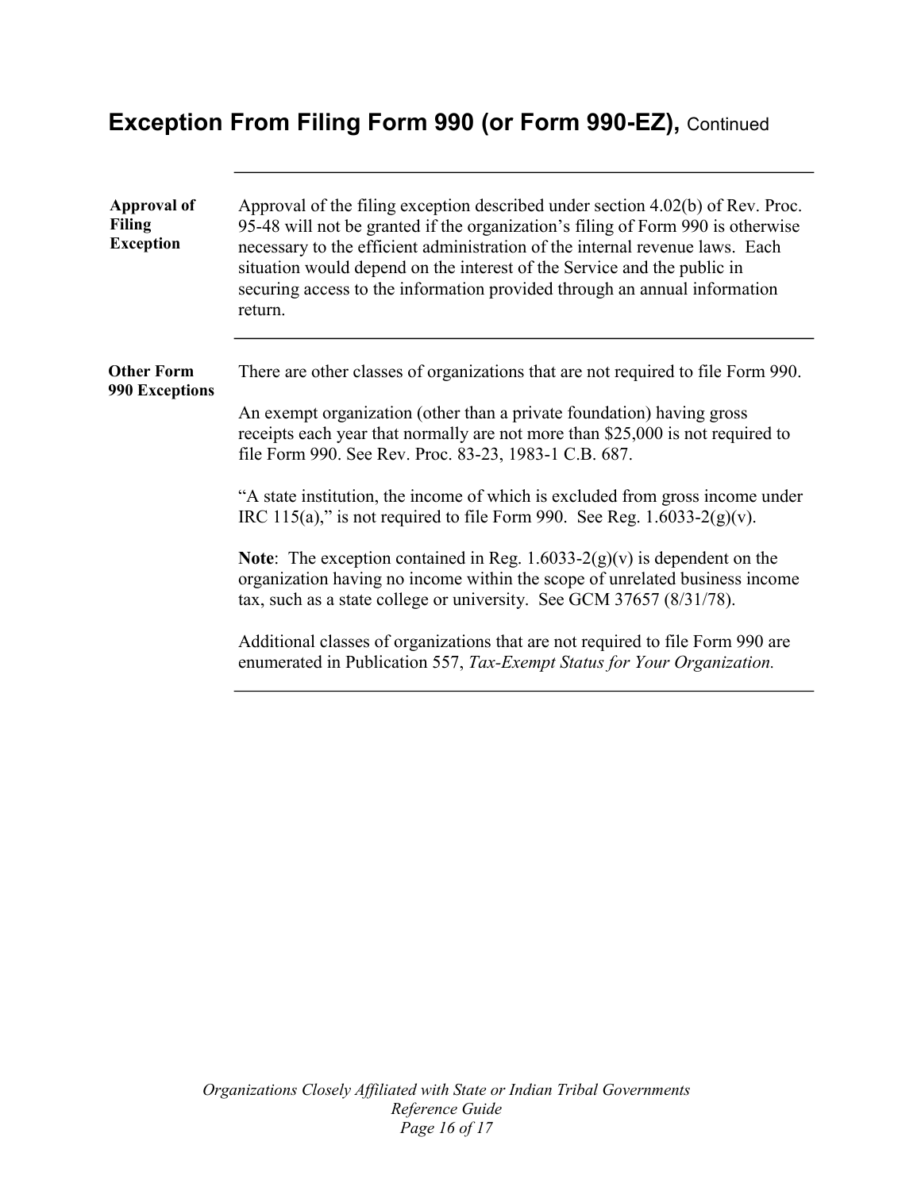## Exception From Filing Form 990 (or Form 990-EZ), Continued

**Approval of Filing Exception**

Approval of the filing exception described under section 4.02(b) of Rev. Proc. 95-48 will not be granted if the organization's filing of Form 990 is otherwise necessary to the efficient administration of the internal revenue laws. Each situation would depend on the interest of the Service and the public in securing access to the information provided through an annual information return.

**Other Form 990 Exceptions**

There are other classes of organizations that are not required to file Form 990.

An exempt organization (other than a private foundation) having gross receipts each year that normally are not more than $25,000 is not required to file Form 990. See Rev. Proc. 83-23, 1983-1 C.B. 687.

"A state institution, the income of which is excluded from gross income under IRC 115(a)," is not required to file Form 990. See Reg. 1.6033-2(g)(v).

**Note**: The exception contained in Reg. 1.6033-2(g)(v) is dependent on the organization having no income within the scope of unrelated business income tax, such as a state college or university. See GCM 37657 (8/31/78).

Additional classes of organizations that are not required to file Form 990 are enumerated in Publication 557, *Tax-Exempt Status for Your Organization.*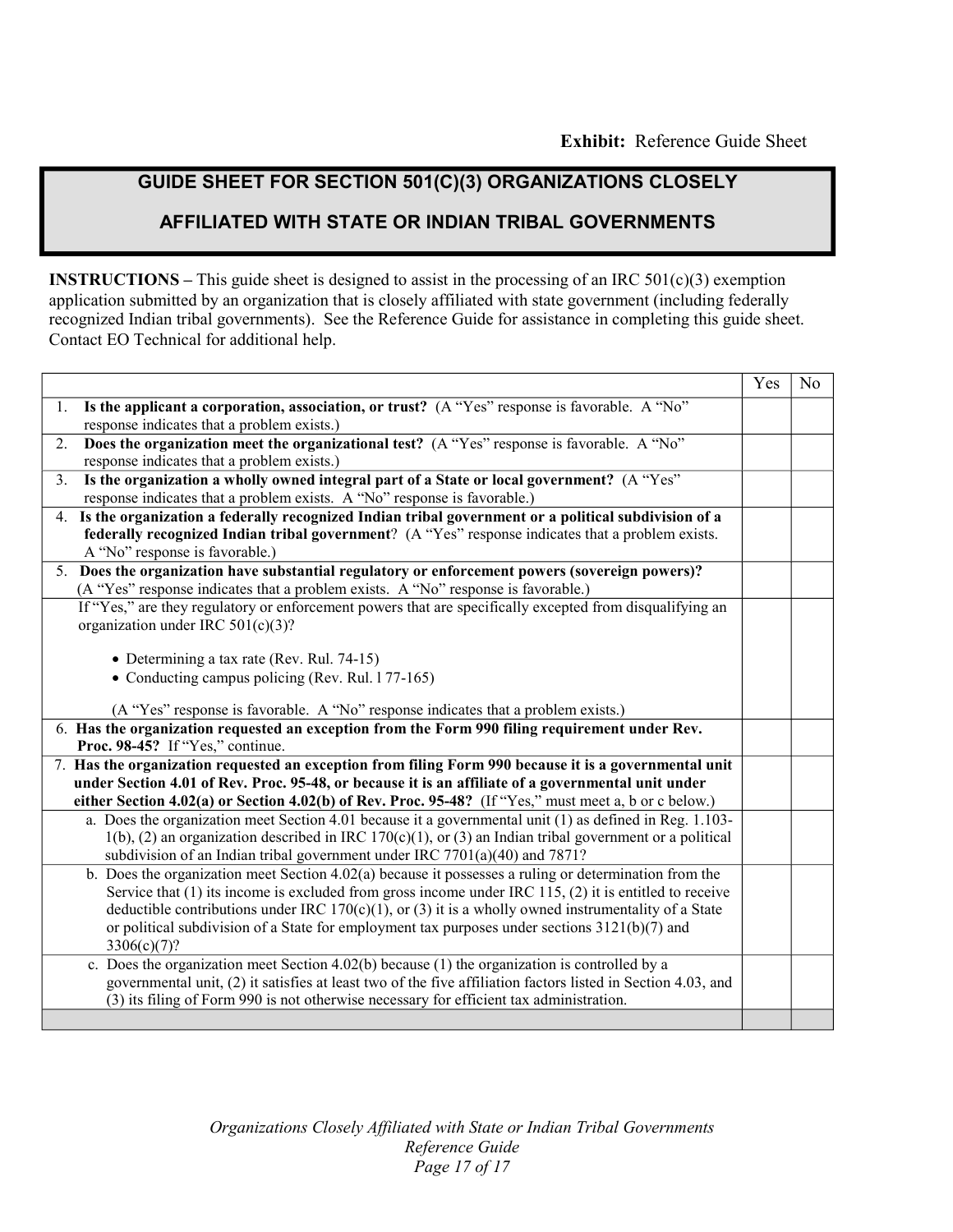**Exhibit:** Reference Guide Sheet

## GUIDE SHEET FOR SECTION 501(C)(3) ORGANIZATIONS CLOSELY AFFILIATED WITH STATE OR INDIAN TRIBAL GOVERNMENTS

**INSTRUCTIONS –** This guide sheet is designed to assist in the processing of an IRC 501(c)(3) exemption application submitted by an organization that is closely affiliated with state government (including federally recognized Indian tribal governments). See the Reference Guide for assistance in completing this guide sheet. Contact EO Technical for additional help.

| | Yes | No |
|---|---|---|
| 1. **Is the applicant a corporation, association, or trust?** (A "Yes" response is favorable. A "No" response indicates that a problem exists.) | | |
| 2. **Does the organization meet the organizational test?** (A "Yes" response is favorable. A "No" response indicates that a problem exists.) | | |
| 3. **Is the organization a wholly owned integral part of a State or local government?** (A "Yes" response indicates that a problem exists. A "No" response is favorable.) | | |
| 4. **Is the organization a federally recognized Indian tribal government or a political subdivision of a federally recognized Indian tribal government**? (A "Yes" response indicates that a problem exists. A "No" response is favorable.) | | |
| 5. **Does the organization have substantial regulatory or enforcement powers (sovereign powers)?** (A "Yes" response indicates that a problem exists. A "No" response is favorable.) | | |
| If "Yes," are they regulatory or enforcement powers that are specifically excepted from disqualifying an organization under IRC 501(c)(3)? <br>• Determining a tax rate (Rev. Rul. 74-15) <br>• Conducting campus policing (Rev. Rul. l 77-165) <br>(A "Yes" response is favorable. A "No" response indicates that a problem exists.) | | |
| 6. **Has the organization requested an exception from the Form 990 filing requirement under Rev. Proc. 98-45?** If "Yes," continue. | | |
| 7. **Has the organization requested an exception from filing Form 990 because it is a governmental unit under Section 4.01 of Rev. Proc. 95-48, or because it is an affiliate of a governmental unit under either Section 4.02(a) or Section 4.02(b) of Rev. Proc. 95-48?** (If "Yes," must meet a, b or c below.) | | |
| a. Does the organization meet Section 4.01 because it a governmental unit (1) as defined in Reg. 1.103-1(b), (2) an organization described in IRC 170(c)(1), or (3) an Indian tribal government or a political subdivision of an Indian tribal government under IRC 7701(a)(40) and 7871? | | |
| b. Does the organization meet Section 4.02(a) because it possesses a ruling or determination from the Service that (1) its income is excluded from gross income under IRC 115, (2) it is entitled to receive deductible contributions under IRC 170(c)(1), or (3) it is a wholly owned instrumentality of a State or political subdivision of a State for employment tax purposes under sections 3121(b)(7) and 3306(c)(7)? | | |
| c. Does the organization meet Section 4.02(b) because (1) the organization is controlled by a governmental unit, (2) it satisfies at least two of the five affiliation factors listed in Section 4.03, and (3) its filing of Form 990 is not otherwise necessary for efficient tax administration. | | |
| | | |